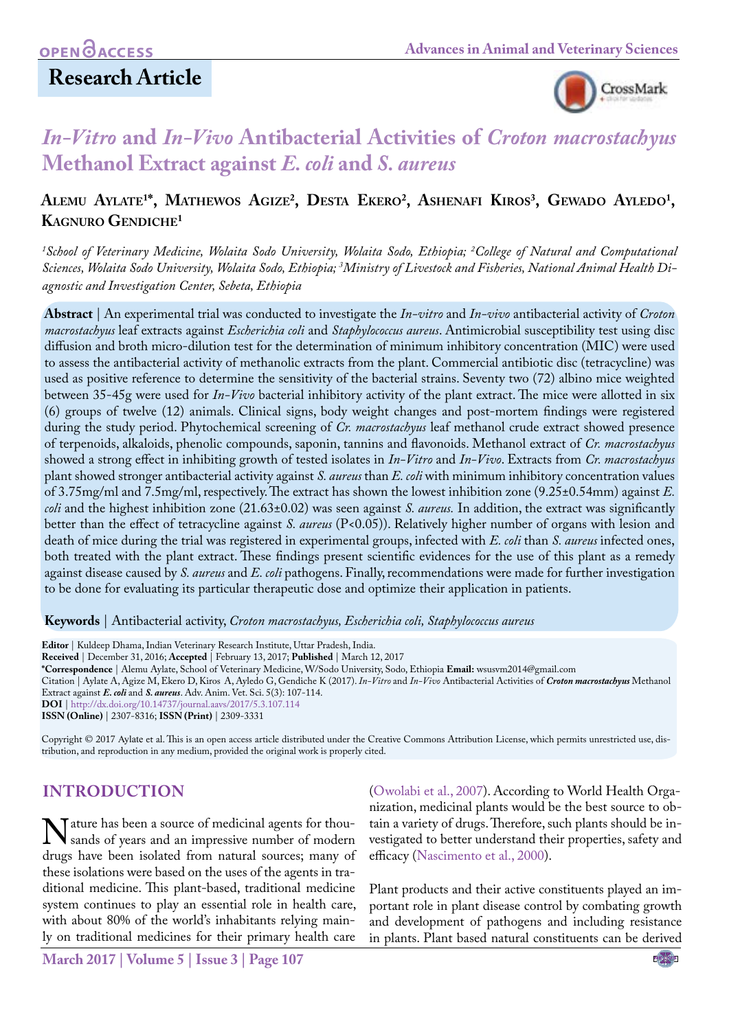# Research Article

# *In-Vitro* and *In-Vivo* Antibacterial Activities of *Croton macrostachyus* Methanol Extract against *E. coli* and *S. aureus*

**Alemu Aylate[1*], Mathewos Agize[2], Desta Ekero[2], Ashenafi Kiros[3], Gewado Ayledo[1], Kagnuro Gendiche[1]**

*[1]School of Veterinary Medicine, Wolaita Sodo University, Wolaita Sodo, Ethiopia; [2]College of Natural and Computational Sciences, Wolaita Sodo University, Wolaita Sodo, Ethiopia; [3]Ministry of Livestock and Fisheries, National Animal Health Diagnostic and Investigation Center, Sebeta, Ethiopia*

**Abstract** | An experimental trial was conducted to investigate the *In-vitro* and *In-vivo* antibacterial activity of *Croton macrostachyus* leaf extracts against *Escherichia coli* and *Staphylococcus aureus*. Antimicrobial susceptibility test using disc diffusion and broth micro-dilution test for the determination of minimum inhibitory concentration (MIC) were used to assess the antibacterial activity of methanolic extracts from the plant. Commercial antibiotic disc (tetracycline) was used as positive reference to determine the sensitivity of the bacterial strains. Seventy two (72) albino mice weighted between 35-45g were used for *In-Vivo* bacterial inhibitory activity of the plant extract. The mice were allotted in six (6) groups of twelve (12) animals. Clinical signs, body weight changes and post-mortem findings were registered during the study period. Phytochemical screening of *Cr. macrostachyus* leaf methanol crude extract showed presence of terpenoids, alkaloids, phenolic compounds, saponin, tannins and flavonoids. Methanol extract of *Cr. macrostachyus* showed a strong effect in inhibiting growth of tested isolates in *In-Vitro* and *In-Vivo*. Extracts from *Cr. macrostachyus* plant showed stronger antibacterial activity against *S. aureus* than *E. coli* with minimum inhibitory concentration values of 3.75mg/ml and 7.5mg/ml, respectively. The extract has shown the lowest inhibition zone (9.25±0.54mm) against *E. coli* and the highest inhibition zone (21.63±0.02) was seen against *S. aureus.* In addition, the extract was significantly better than the effect of tetracycline against *S. aureus* (P<0.05)). Relatively higher number of organs with lesion and death of mice during the trial was registered in experimental groups, infected with *E. coli* than *S. aureus* infected ones, both treated with the plant extract. These findings present scientific evidences for the use of this plant as a remedy against disease caused by *S. aureus* and *E. coli* pathogens. Finally, recommendations were made for further investigation to be done for evaluating its particular therapeutic dose and optimize their application in patients.

**Keywords** | Antibacterial activity, *Croton macrostachyus, Escherichia coli, Staphylococcus aureus*

**Editor** | Kuldeep Dhama, Indian Veterinary Research Institute, Uttar Pradesh, India.
**Received** | December 31, 2016; **Accepted** | February 13, 2017; **Published** | March 12, 2017
**\*Correspondence** | Alemu Aylate, School of Veterinary Medicine, W/Sodo University, Sodo, Ethiopia **Email:** wsusvm2014@gmail.com
Citation | Aylate A, Agize M, Ekero D, Kiros A, Ayledo G, Gendiche K (2017). *In-Vitro* and *In-Vivo* Antibacterial Activities of ***Croton macrostachyus*** Methanol Extract against ***E. coli*** and ***S. aureus***. Adv. Anim. Vet. Sci. 5(3): 107-114.
**DOI** | http://dx.doi.org/10.14737/journal.aavs/2017/5.3.107.114
**ISSN (Online)** | 2307-8316; **ISSN (Print)** | 2309-3331

Copyright © 2017 Aylate et al. This is an open access article distributed under the Creative Commons Attribution License, which permits unrestricted use, distribution, and reproduction in any medium, provided the original work is properly cited.

## INTRODUCTION

Nature has been a source of medicinal agents for thousands of years and an impressive number of modern drugs have been isolated from natural sources; many of these isolations were based on the uses of the agents in traditional medicine. This plant-based, traditional medicine system continues to play an essential role in health care, with about 80% of the world's inhabitants relying mainly on traditional medicines for their primary health care (Owolabi et al., 2007). According to World Health Organization, medicinal plants would be the best source to obtain a variety of drugs. Therefore, such plants should be investigated to better understand their properties, safety and efficacy (Nascimento et al., 2000).

Plant products and their active constituents played an important role in plant disease control by combating growth and development of pathogens and including resistance in plants. Plant based natural constituents can be derived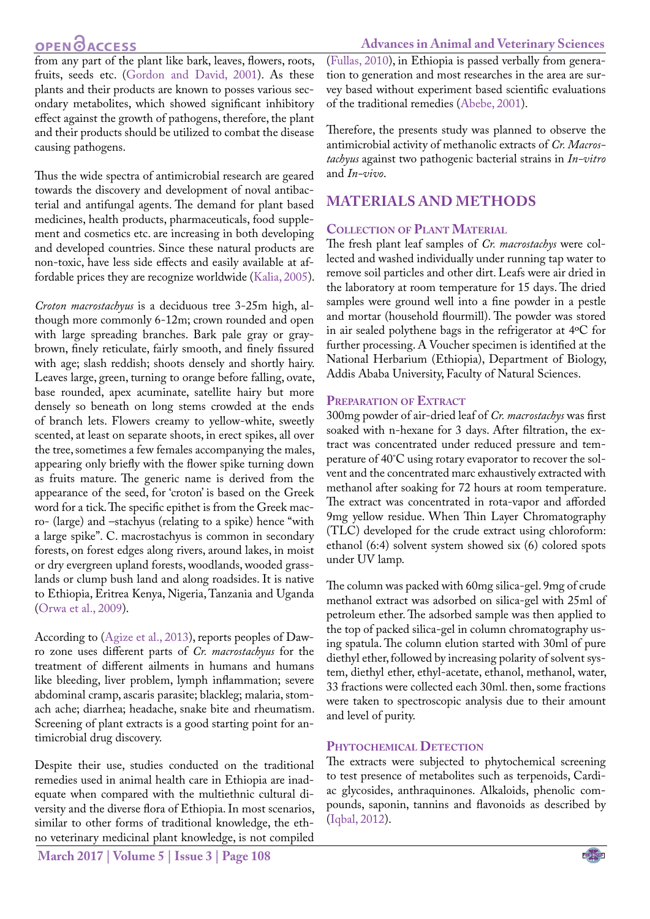from any part of the plant like bark, leaves, flowers, roots, fruits, seeds etc. (Gordon and David, 2001). As these plants and their products are known to posses various secondary metabolites, which showed significant inhibitory effect against the growth of pathogens, therefore, the plant and their products should be utilized to combat the disease causing pathogens.

Thus the wide spectra of antimicrobial research are geared towards the discovery and development of noval antibacterial and antifungal agents. The demand for plant based medicines, health products, pharmaceuticals, food supplement and cosmetics etc. are increasing in both developing and developed countries. Since these natural products are non-toxic, have less side effects and easily available at affordable prices they are recognize worldwide (Kalia, 2005).

*Croton macrostachyus* is a deciduous tree 3-25m high, although more commonly 6-12m; crown rounded and open with large spreading branches. Bark pale gray or gray-brown, finely reticulate, fairly smooth, and finely fissured with age; slash reddish; shoots densely and shortly hairy. Leaves large, green, turning to orange before falling, ovate, base rounded, apex acuminate, satellite hairy but more densely so beneath on long stems crowded at the ends of branch lets. Flowers creamy to yellow-white, sweetly scented, at least on separate shoots, in erect spikes, all over the tree, sometimes a few females accompanying the males, appearing only briefly with the flower spike turning down as fruits mature. The generic name is derived from the appearance of the seed, for 'croton' is based on the Greek word for a tick. The specific epithet is from the Greek macro- (large) and –stachyus (relating to a spike) hence "with a large spike". C. macrostachyus is common in secondary forests, on forest edges along rivers, around lakes, in moist or dry evergreen upland forests, woodlands, wooded grasslands or clump bush land and along roadsides. It is native to Ethiopia, Eritrea Kenya, Nigeria, Tanzania and Uganda (Orwa et al., 2009).

According to (Agize et al., 2013), reports peoples of Dawro zone uses different parts of *Cr. macrostachyus* for the treatment of different ailments in humans and humans like bleeding, liver problem, lymph inflammation; severe abdominal cramp, ascaris parasite; blackleg; malaria, stomach ache; diarrhea; headache, snake bite and rheumatism. Screening of plant extracts is a good starting point for antimicrobial drug discovery.

Despite their use, studies conducted on the traditional remedies used in animal health care in Ethiopia are inadequate when compared with the multiethnic cultural diversity and the diverse flora of Ethiopia. In most scenarios, similar to other forms of traditional knowledge, the ethno veterinary medicinal plant knowledge, is not compiled (Fullas, 2010), in Ethiopia is passed verbally from generation to generation and most researches in the area are survey based without experiment based scientific evaluations of the traditional remedies (Abebe, 2001).

Therefore, the presents study was planned to observe the antimicrobial activity of methanolic extracts of *Cr. Macrostachyus* against two pathogenic bacterial strains in *In-vitro* and *In-vivo*.

## MATERIALS AND METHODS

### Collection of Plant Material

The fresh plant leaf samples of *Cr. macrostachys* were collected and washed individually under running tap water to remove soil particles and other dirt. Leafs were air dried in the laboratory at room temperature for 15 days. The dried samples were ground well into a fine powder in a pestle and mortar (household flourmill). The powder was stored in air sealed polythene bags in the refrigerator at 4°C for further processing. A Voucher specimen is identified at the National Herbarium (Ethiopia), Department of Biology, Addis Ababa University, Faculty of Natural Sciences.

### Preparation of Extract

300mg powder of air-dried leaf of *Cr. macrostachys* was first soaked with n-hexane for 3 days. After filtration, the extract was concentrated under reduced pressure and temperature of 40°C using rotary evaporator to recover the solvent and the concentrated marc exhaustively extracted with methanol after soaking for 72 hours at room temperature. The extract was concentrated in rota-vapor and afforded 9mg yellow residue. When Thin Layer Chromatography (TLC) developed for the crude extract using chloroform: ethanol (6:4) solvent system showed six (6) colored spots under UV lamp.

The column was packed with 60mg silica-gel. 9mg of crude methanol extract was adsorbed on silica-gel with 25ml of petroleum ether. The adsorbed sample was then applied to the top of packed silica-gel in column chromatography using spatula. The column elution started with 30ml of pure diethyl ether, followed by increasing polarity of solvent system, diethyl ether, ethyl-acetate, ethanol, methanol, water, 33 fractions were collected each 30ml. then, some fractions were taken to spectroscopic analysis due to their amount and level of purity.

### Phytochemical Detection

The extracts were subjected to phytochemical screening to test presence of metabolites such as terpenoids, Cardiac glycosides, anthraquinones. Alkaloids, phenolic compounds, saponin, tannins and flavonoids as described by (Iqbal, 2012).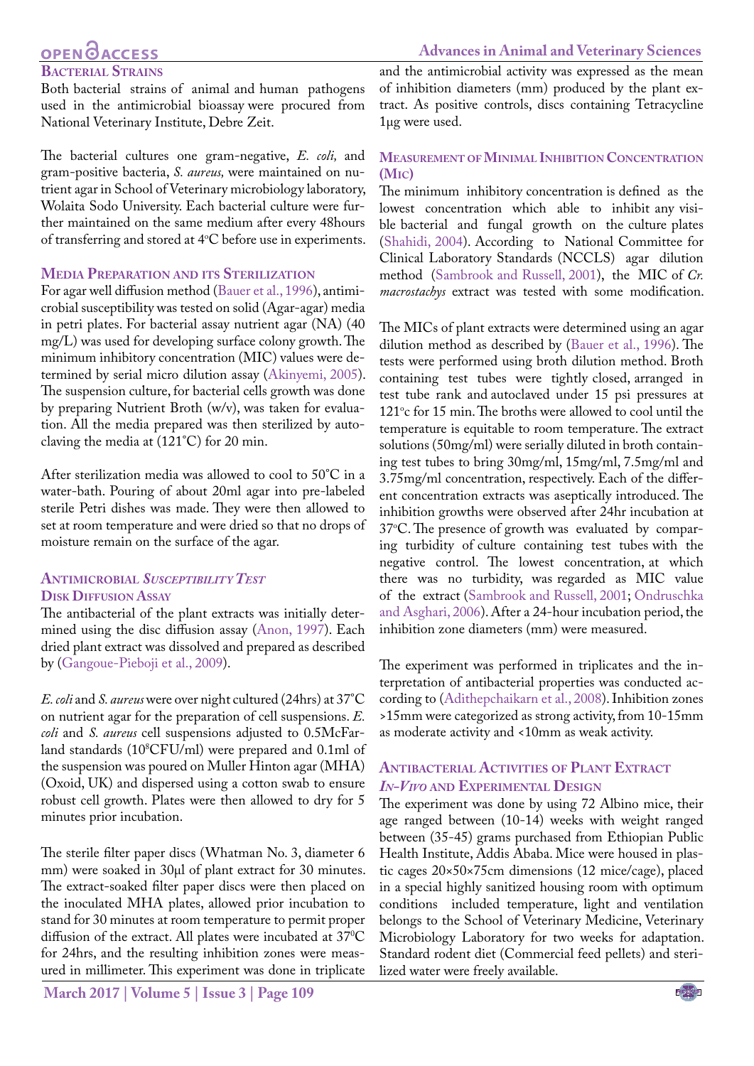### Bacterial Strains

Both bacterial strains of animal and human pathogens used in the antimicrobial bioassay were procured from National Veterinary Institute, Debre Zeit.

The bacterial cultures one gram-negative, *E. coli,* and gram-positive bacteria, *S. aureus,* were maintained on nutrient agar in School of Veterinary microbiology laboratory, Wolaita Sodo University. Each bacterial culture were further maintained on the same medium after every 48hours of transferring and stored at 4°C before use in experiments.

### Media Preparation and its Sterilization

For agar well diffusion method (Bauer et al., 1996), antimicrobial susceptibility was tested on solid (Agar-agar) media in petri plates. For bacterial assay nutrient agar (NA) (40 mg/L) was used for developing surface colony growth. The minimum inhibitory concentration (MIC) values were determined by serial micro dilution assay (Akinyemi, 2005). The suspension culture, for bacterial cells growth was done by preparing Nutrient Broth (w/v), was taken for evaluation. All the media prepared was then sterilized by autoclaving the media at (121˚C) for 20 min.

After sterilization media was allowed to cool to 50˚C in a water-bath. Pouring of about 20ml agar into pre-labeled sterile Petri dishes was made. They were then allowed to set at room temperature and were dried so that no drops of moisture remain on the surface of the agar.

### Antimicrobial *Susceptibility Test*

### Disk Diffusion Assay

The antibacterial of the plant extracts was initially determined using the disc diffusion assay (Anon, 1997). Each dried plant extract was dissolved and prepared as described by (Gangoue-Pieboji et al., 2009).

*E. coli* and *S. aureus* were over night cultured (24hrs) at 37˚C on nutrient agar for the preparation of cell suspensions. *E. coli* and *S. aureus* cell suspensions adjusted to 0.5McFarland standards ($10^8$CFU/ml) were prepared and 0.1ml of the suspension was poured on Muller Hinton agar (MHA) (Oxoid, UK) and dispersed using a cotton swab to ensure robust cell growth. Plates were then allowed to dry for 5 minutes prior incubation.

The sterile filter paper discs (Whatman No. 3, diameter 6 mm) were soaked in 30µl of plant extract for 30 minutes. The extract-soaked filter paper discs were then placed on the inoculated MHA plates, allowed prior incubation to stand for 30 minutes at room temperature to permit proper diffusion of the extract. All plates were incubated at 37°C for 24hrs, and the resulting inhibition zones were measured in millimeter. This experiment was done in triplicate and the antimicrobial activity was expressed as the mean of inhibition diameters (mm) produced by the plant extract. As positive controls, discs containing Tetracycline 1µg were used.

### Measurement of Minimal Inhibition Concentration (Mic)

The minimum inhibitory concentration is defined as the lowest concentration which able to inhibit any visible bacterial and fungal growth on the culture plates (Shahidi, 2004). According to National Committee for Clinical Laboratory Standards (NCCLS) agar dilution method (Sambrook and Russell, 2001), the MIC of *Cr. macrostachys* extract was tested with some modification.

The MICs of plant extracts were determined using an agar dilution method as described by (Bauer et al., 1996). The tests were performed using broth dilution method. Broth containing test tubes were tightly closed, arranged in test tube rank and autoclaved under 15 psi pressures at 121°c for 15 min. The broths were allowed to cool until the temperature is equitable to room temperature. The extract solutions (50mg/ml) were serially diluted in broth containing test tubes to bring 30mg/ml, 15mg/ml, 7.5mg/ml and 3.75mg/ml concentration, respectively. Each of the different concentration extracts was aseptically introduced. The inhibition growths were observed after 24hr incubation at 37°C. The presence of growth was evaluated by comparing turbidity of culture containing test tubes with the negative control. The lowest concentration, at which there was no turbidity, was regarded as MIC value of the extract (Sambrook and Russell, 2001; Ondruschka and Asghari, 2006). After a 24-hour incubation period, the inhibition zone diameters (mm) were measured.

The experiment was performed in triplicates and the interpretation of antibacterial properties was conducted according to (Adithepchaikarn et al., 2008). Inhibition zones >15mm were categorized as strong activity, from 10-15mm as moderate activity and <10mm as weak activity.

### Antibacterial Activities of Plant Extract *In-Vivo* and Experimental Design

The experiment was done by using 72 Albino mice, their age ranged between (10-14) weeks with weight ranged between (35-45) grams purchased from Ethiopian Public Health Institute, Addis Ababa. Mice were housed in plastic cages 20×50×75cm dimensions (12 mice/cage), placed in a special highly sanitized housing room with optimum conditions included temperature, light and ventilation belongs to the School of Veterinary Medicine, Veterinary Microbiology Laboratory for two weeks for adaptation. Standard rodent diet (Commercial feed pellets) and sterilized water were freely available.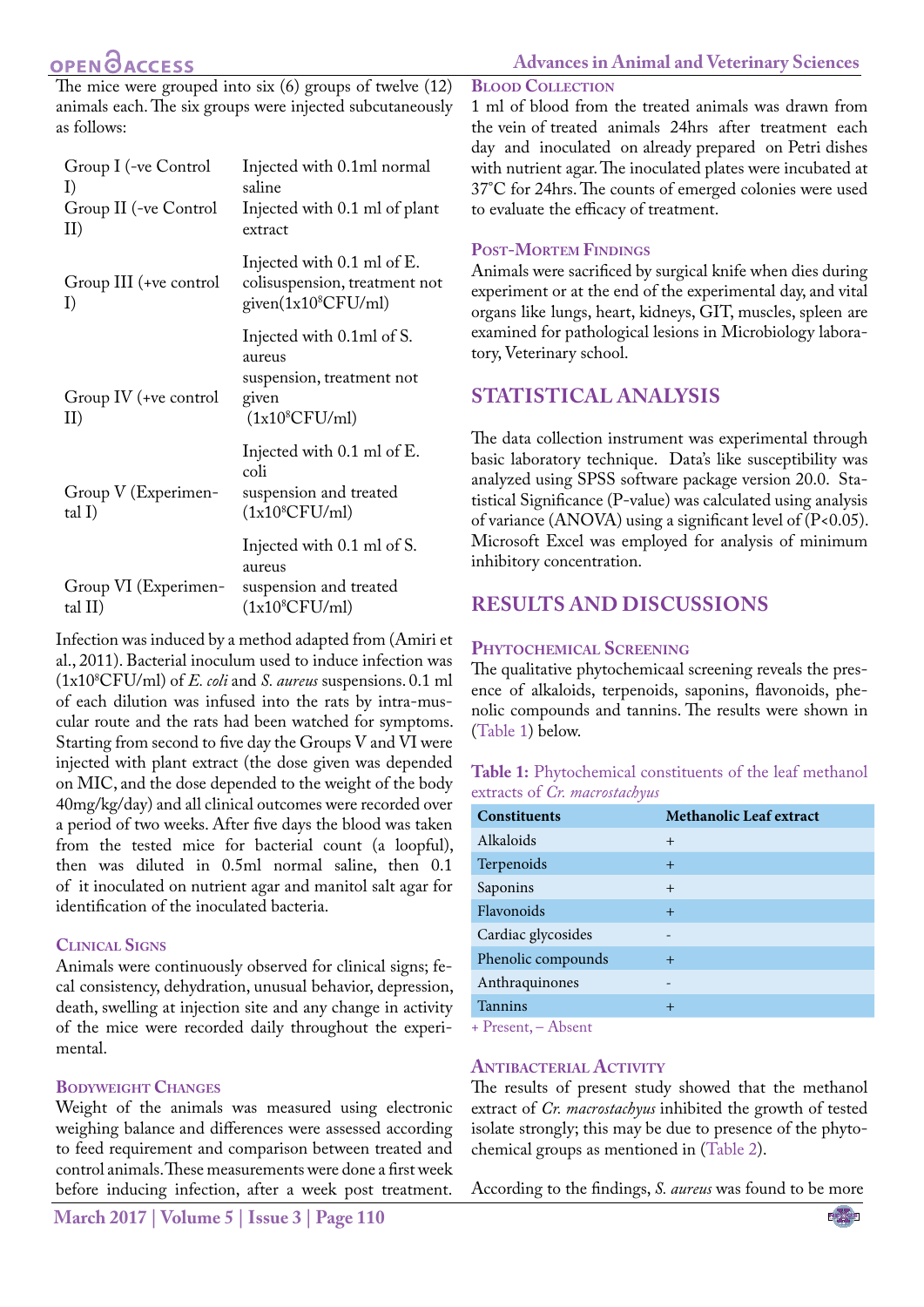The mice were grouped into six (6) groups of twelve (12) animals each. The six groups were injected subcutaneously as follows:

| | |
|---|---|
| Group I (-ve Control I) | Injected with 0.1ml normal saline |
| Group II (-ve Control II) | Injected with 0.1 ml of plant extract |
| Group III (+ve control I) | Injected with 0.1 ml of E. colisuspension, treatment not given($1x10^8$CFU/ml) |
| Group IV (+ve control II) | Injected with 0.1ml of S. aureus suspension, treatment not given ($1x10^8$CFU/ml) |
| Group V (Experimental I) | Injected with 0.1 ml of E. coli suspension and treated ($1x10^8$CFU/ml) |
| Group VI (Experimental II) | Injected with 0.1 ml of S. aureus suspension and treated ($1x10^8$CFU/ml) |

Infection was induced by a method adapted from (Amiri et al., 2011). Bacterial inoculum used to induce infection was ($1x10^8$CFU/ml) of *E. coli* and *S. aureus* suspensions. 0.1 ml of each dilution was infused into the rats by intra-muscular route and the rats had been watched for symptoms. Starting from second to five day the Groups V and VI were injected with plant extract (the dose given was depended on MIC, and the dose depended to the weight of the body 40mg/kg/day) and all clinical outcomes were recorded over a period of two weeks. After five days the blood was taken from the tested mice for bacterial count (a loopful), then was diluted in 0.5ml normal saline, then 0.1 of it inoculated on nutrient agar and manitol salt agar for identification of the inoculated bacteria.

### Clinical Signs

Animals were continuously observed for clinical signs; fecal consistency, dehydration, unusual behavior, depression, death, swelling at injection site and any change in activity of the mice were recorded daily throughout the experimental.

### Bodyweight Changes

Weight of the animals was measured using electronic weighing balance and differences were assessed according to feed requirement and comparison between treated and control animals. These measurements were done a first week before inducing infection, after a week post treatment.

### Blood Collection

1 ml of blood from the treated animals was drawn from the vein of treated animals 24hrs after treatment each day and inoculated on already prepared on Petri dishes with nutrient agar. The inoculated plates were incubated at 37°C for 24hrs. The counts of emerged colonies were used to evaluate the efficacy of treatment.

### Post-Mortem Findings

Animals were sacrificed by surgical knife when dies during experiment or at the end of the experimental day, and vital organs like lungs, heart, kidneys, GIT, muscles, spleen are examined for pathological lesions in Microbiology laboratory, Veterinary school.

## STATISTICAL ANALYSIS

The data collection instrument was experimental through basic laboratory technique. Data's like susceptibility was analyzed using SPSS software package version 20.0. Statistical Significance (P-value) was calculated using analysis of variance (ANOVA) using a significant level of ($P<0.05$). Microsoft Excel was employed for analysis of minimum inhibitory concentration.

## RESULTS AND DISCUSSIONS

### Phytochemical Screening

The qualitative phytochemicaal screening reveals the presence of alkaloids, terpenoids, saponins, flavonoids, phenolic compounds and tannins. The results were shown in (Table 1) below.

**Table 1:** Phytochemical constituents of the leaf methanol extracts of *Cr. macrostachyus*

| Constituents | Methanolic Leaf extract |
|---|---|
| Alkaloids | + |
| Terpenoids | + |
| Saponins | + |
| Flavonoids | + |
| Cardiac glycosides | - |
| Phenolic compounds | + |
| Anthraquinones | - |
| Tannins | + |

+ Present, – Absent

### Antibacterial Activity

The results of present study showed that the methanol extract of *Cr. macrostachyus* inhibited the growth of tested isolate strongly; this may be due to presence of the phytochemical groups as mentioned in (Table 2).

According to the findings, *S. aureus* was found to be more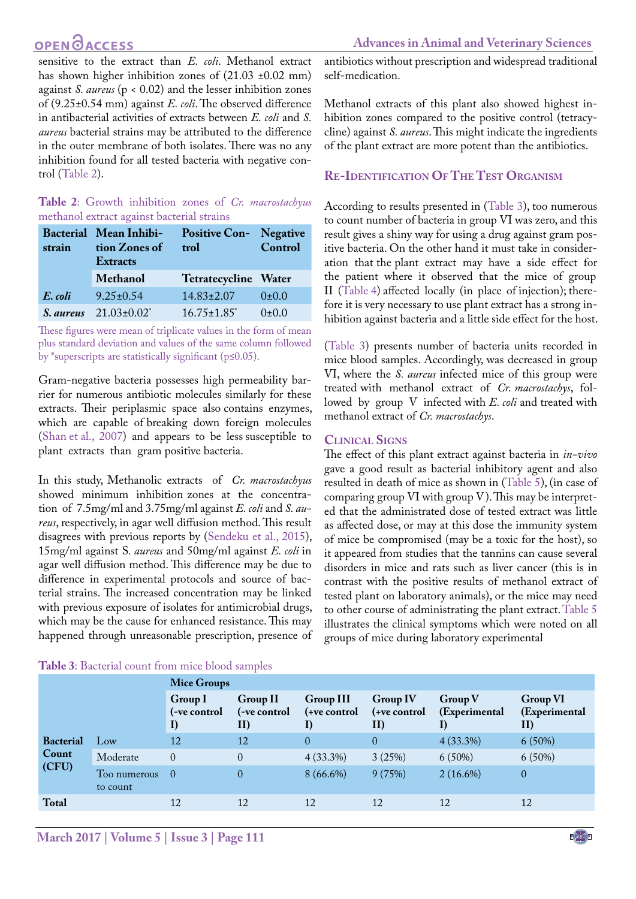sensitive to the extract than *E. coli*. Methanol extract has shown higher inhibition zones of (21.03 ±0.02 mm) against *S. aureus* ($p < 0.02$) and the lesser inhibition zones of (9.25±0.54 mm) against *E. coli*. The observed difference in antibacterial activities of extracts between *E. coli* and *S. aureus* bacterial strains may be attributed to the difference in the outer membrane of both isolates. There was no any inhibition found for all tested bacteria with negative control (Table 2).

**Table 2**: Growth inhibition zones of *Cr. macrostachyus* methanol extract against bacterial strains

| Bacterial strain | Mean Inhibition Zones of Extracts | Positive Control | Negative Control |
|---|---|---|---|
| | Methanol | Tetratecycline | Water |
| *E. coli* | 9.25±0.54 | 14.83±2.07 | 0±0.0 |
| *S. aureus* | 21.03±0.02* | 16.75±1.85* | 0±0.0 |

These figures were mean of triplicate values in the form of mean plus standard deviation and values of the same column followed by *superscripts are statistically significant ($p \leq 0.05$).

Gram-negative bacteria possesses high permeability barrier for numerous antibiotic molecules similarly for these extracts. Their periplasmic space also contains enzymes, which are capable of breaking down foreign molecules (Shan et al., 2007) and appears to be less susceptible to plant extracts than gram positive bacteria.

In this study, Methanolic extracts of *Cr. macrostachyus* showed minimum inhibition zones at the concentration of 7.5mg/ml and 3.75mg/ml against *E. coli* and *S. aureus*, respectively, in agar well diffusion method. This result disagrees with previous reports by (Sendeku et al., 2015), 15mg/ml against S. *aureus* and 50mg/ml against *E. coli* in agar well diffusion method. This difference may be due to difference in experimental protocols and source of bacterial strains. The increased concentration may be linked with previous exposure of isolates for antimicrobial drugs, which may be the cause for enhanced resistance. This may happened through unreasonable prescription, presence of antibiotics without prescription and widespread traditional self-medication.

Methanol extracts of this plant also showed highest inhibition zones compared to the positive control (tetracycline) against *S. aureus*. This might indicate the ingredients of the plant extract are more potent than the antibiotics.

## Re-Identification Of The Test Organism

According to results presented in (Table 3), too numerous to count number of bacteria in group VI was zero, and this result gives a shiny way for using a drug against gram positive bacteria. On the other hand it must take in consideration that the plant extract may have a side effect for the patient where it observed that the mice of group II (Table 4) affected locally (in place of injection); therefore it is very necessary to use plant extract has a strong inhibition against bacteria and a little side effect for the host.

(Table 3) presents number of bacteria units recorded in mice blood samples. Accordingly, was decreased in group VI, where the *S. aureus* infected mice of this group were treated with methanol extract of *Cr. macrostachys*, followed by group V infected with *E. coli* and treated with methanol extract of *Cr. macrostachys*.

## Clinical Signs

The effect of this plant extract against bacteria in *in-vivo* gave a good result as bacterial inhibitory agent and also resulted in death of mice as shown in (Table 5), (in case of comparing group VI with group V). This may be interpreted that the administrated dose of tested extract was little as affected dose, or may at this dose the immunity system of mice be compromised (may be a toxic for the host), so it appeared from studies that the tannins can cause several disorders in mice and rats such as liver cancer (this is in contrast with the positive results of methanol extract of tested plant on laboratory animals), or the mice may need to other course of administrating the plant extract. Table 5 illustrates the clinical symptoms which were noted on all groups of mice during laboratory experimental

**Table 3**: Bacterial count from mice blood samples

| | | Mice Groups | | | | | |
|---|---|---|---|---|---|---|---|
| | | Group I (-ve control I) | Group II (-ve control II) | Group III (+ve control I) | Group IV (+ve control II) | Group V (Experimental I) | Group VI (Experimental II) |
| Bacterial Count (CFU) | Low | 12 | 12 | 0 | 0 | 4 (33.3%) | 6 (50%) |
| | Moderate | 0 | 0 | 4 (33.3%) | 3 (25%) | 6 (50%) | 6 (50%) |
| | Too numerous to count | 0 | 0 | 8 (66.6%) | 9 (75%) | 2 (16.6%) | 0 |
| **Total** | | 12 | 12 | 12 | 12 | 12 | 12 |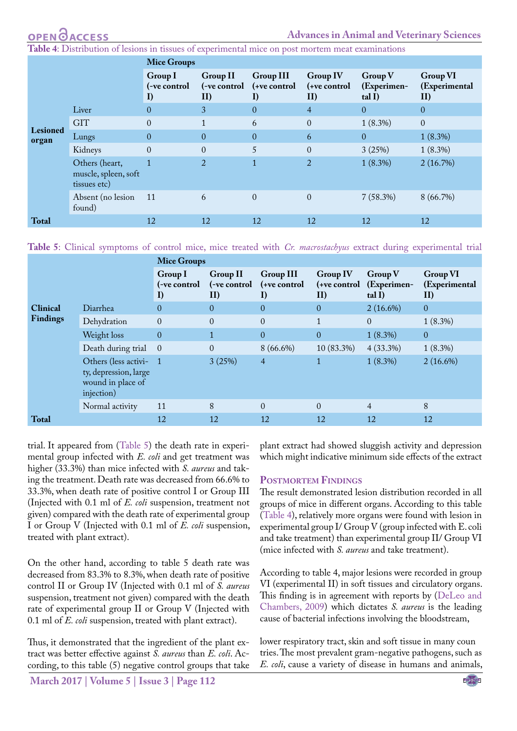**Table 4**: Distribution of lesions in tissues of experimental mice on post mortem meat examinations

| | | Mice Groups | | | | | |
|---|---|---|---|---|---|---|---|
| | | Group I (-ve control I) | Group II (-ve control II) | Group III (+ve control I) | Group IV (+ve control II) | Group V (Experimental I) | Group VI (Experimental II) |
| **Lesioned organ** | Liver | 0 | 3 | 0 | 4 | 0 | 0 |
| | GIT | 0 | 1 | 6 | 0 | 1 (8.3%) | 0 |
| | Lungs | 0 | 0 | 0 | 6 | 0 | 1 (8.3%) |
| | Kidneys | 0 | 0 | 5 | 0 | 3 (25%) | 1 (8.3%) |
| | Others (heart, muscle, spleen, soft tissues etc) | 1 | 2 | 1 | 2 | 1 (8.3%) | 2 (16.7%) |
| | Absent (no lesion found) | 11 | 6 | 0 | 0 | 7 (58.3%) | 8 (66.7%) |
| **Total** | | 12 | 12 | 12 | 12 | 12 | 12 |

**Table 5**: Clinical symptoms of control mice, mice treated with *Cr. macrostachyus* extract during experimental trial

| | | Mice Groups | | | | | |
|---|---|---|---|---|---|---|---|
| | | Group I (-ve control I) | Group II (-ve control II) | Group III (+ve control I) | Group IV (+ve control II) | Group V (Experimental I) | Group VI (Experimental II) |
| **Clinical Findings** | Diarrhea | 0 | 0 | 0 | 0 | 2 (16.6%) | 0 |
| | Dehydration | 0 | 0 | 0 | 1 | 0 | 1 (8.3%) |
| | Weight loss | 0 | 1 | 0 | 0 | 1 (8.3%) | 0 |
| | Death during trial | 0 | 0 | 8 (66.6%) | 10 (83.3%) | 4 (33.3%) | 1 (8.3%) |
| | Others (less activity, depression, large wound in place of injection) | 1 | 3 (25%) | 4 | 1 | 1 (8.3%) | 2 (16.6%) |
| | Normal activity | 11 | 8 | 0 | 0 | 4 | 8 |
| **Total** | | 12 | 12 | 12 | 12 | 12 | 12 |

trial. It appeared from (Table 5) the death rate in experimental group infected with *E. coli* and get treatment was higher (33.3%) than mice infected with *S. aureus* and taking the treatment. Death rate was decreased from 66.6% to 33.3%, when death rate of positive control I or Group III (Injected with 0.1 ml of *E. coli* suspension, treatment not given) compared with the death rate of experimental group I or Group V (Injected with 0.1 ml of *E. coli* suspension, treated with plant extract).

On the other hand, according to table 5 death rate was decreased from 83.3% to 8.3%, when death rate of positive control II or Group IV (Injected with 0.1 ml of *S. aureus* suspension, treatment not given) compared with the death rate of experimental group II or Group V (Injected with 0.1 ml of *E. coli* suspension, treated with plant extract).

Thus, it demonstrated that the ingredient of the plant extract was better effective against *S. aureus* than *E. coli*. According, to this table (5) negative control groups that take plant extract had showed sluggish activity and depression which might indicative minimum side effects of the extract

## Postmortem Findings

The result demonstrated lesion distribution recorded in all groups of mice in different organs. According to this table (Table 4), relatively more organs were found with lesion in experimental group I/ Group V (group infected with E. coli and take treatment) than experimental group II/ Group VI (mice infected with *S. aureus* and take treatment).

According to table 4, major lesions were recorded in group VI (experimental II) in soft tissues and circulatory organs. This finding is in agreement with reports by (DeLeo and Chambers, 2009) which dictates *S. aureus* is the leading cause of bacterial infections involving the bloodstream, lower respiratory tract, skin and soft tissue in many countries. The most prevalent gram-negative pathogens, such as *E. coli*, cause a variety of disease in humans and animals,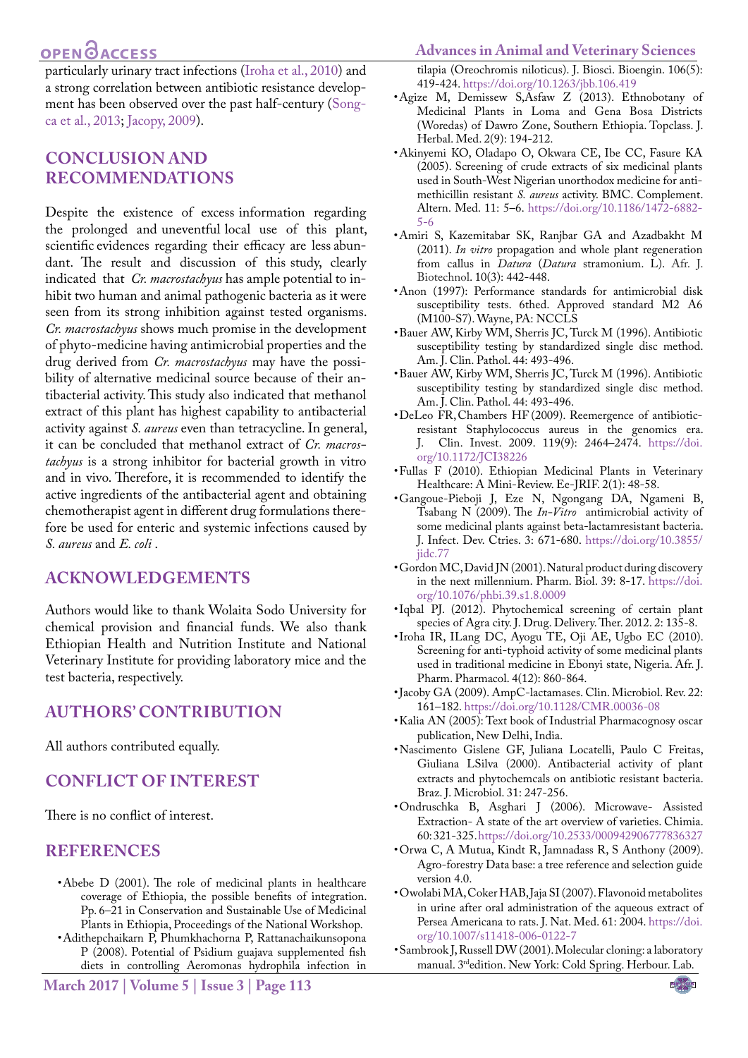particularly urinary tract infections (Iroha et al., 2010) and a strong correlation between antibiotic resistance development has been observed over the past half-century (Songca et al., 2013; Jacopy, 2009).

## CONCLUSION AND RECOMMENDATIONS

Despite the existence of excess information regarding the prolonged and uneventful local use of this plant, scientific evidences regarding their efficacy are less abundant. The result and discussion of this study, clearly indicated that *Cr. macrostachyus* has ample potential to inhibit two human and animal pathogenic bacteria as it were seen from its strong inhibition against tested organisms. *Cr. macrostachyus* shows much promise in the development of phyto-medicine having antimicrobial properties and the drug derived from *Cr. macrostachyus* may have the possibility of alternative medicinal source because of their antibacterial activity. This study also indicated that methanol extract of this plant has highest capability to antibacterial activity against *S. aureus* even than tetracycline. In general, it can be concluded that methanol extract of *Cr. macrostachyus* is a strong inhibitor for bacterial growth in vitro and in vivo. Therefore, it is recommended to identify the active ingredients of the antibacterial agent and obtaining chemotherapist agent in different drug formulations therefore be used for enteric and systemic infections caused by *S. aureus* and *E. coli* .

## ACKNOWLEDGEMENTS

Authors would like to thank Wolaita Sodo University for chemical provision and financial funds. We also thank Ethiopian Health and Nutrition Institute and National Veterinary Institute for providing laboratory mice and the test bacteria, respectively.

## AUTHORS' CONTRIBUTION

All authors contributed equally.

## CONFLICT OF INTEREST

There is no conflict of interest.

## REFERENCES

- Abebe D (2001). The role of medicinal plants in healthcare coverage of Ethiopia, the possible benefits of integration. Pp. 6–21 in Conservation and Sustainable Use of Medicinal Plants in Ethiopia, Proceedings of the National Workshop.
- Adithepchaikarn P, Phumkhachorna P, Rattanachaikunsopona P (2008). Potential of Psidium guajava supplemented fish diets in controlling Aeromonas hydrophila infection in tilapia (Oreochromis niloticus). J. Biosci. Bioengin. 106(5): 419-424. https://doi.org/10.1263/jbb.106.419
- Agize M, Demissew S,Asfaw Z (2013). Ethnobotany of Medicinal Plants in Loma and Gena Bosa Districts (Woredas) of Dawro Zone, Southern Ethiopia. Topclass. J. Herbal. Med. 2(9): 194-212.
- Akinyemi KO, Oladapo O, Okwara CE, Ibe CC, Fasure KA (2005). Screening of crude extracts of six medicinal plants used in South-West Nigerian unorthodox medicine for anti-methicillin resistant *S. aureus* activity. BMC. Complement. Altern. Med. 11: 5–6. https://doi.org/10.1186/1472-6882-5-6
- Amiri S, Kazemitabar SK, Ranjbar GA and Azadbakht M (2011). *In vitro* propagation and whole plant regeneration from callus in *Datura* (*Datura* stramonium. L). Afr. J. Biotechnol. 10(3): 442-448.
- Anon (1997): Performance standards for antimicrobial disk susceptibility tests. 6thed. Approved standard M2 A6 (M100-S7). Wayne, PA: NCCLS
- Bauer AW, Kirby WM, Sherris JC, Turck M (1996). Antibiotic susceptibility testing by standardized single disc method. Am. J. Clin. Pathol. 44: 493-496.
- Bauer AW, Kirby WM, Sherris JC, Turck M (1996). Antibiotic susceptibility testing by standardized single disc method. Am. J. Clin. Pathol. 44: 493-496.
- DeLeo FR, Chambers HF (2009). Reemergence of antibiotic-resistant Staphylococcus aureus in the genomics era. J. Clin. Invest. 2009. 119(9): 2464–2474. https://doi.org/10.1172/JCI38226
- Fullas F (2010). Ethiopian Medicinal Plants in Veterinary Healthcare: A Mini-Review. Ee-JRIF. 2(1): 48-58.
- Gangoue-Pieboji J, Eze N, Ngongang DA, Ngameni B, Tsabang N (2009). The *In-Vitro* antimicrobial activity of some medicinal plants against beta-lactamresistant bacteria. J. Infect. Dev. Ctries. 3: 671-680. https://doi.org/10.3855/jidc.77
- Gordon MC, David JN (2001). Natural product during discovery in the next millennium. Pharm. Biol. 39: 8-17. https://doi.org/10.1076/phbi.39.s1.8.0009
- Iqbal PJ. (2012). Phytochemical screening of certain plant species of Agra city. J. Drug. Delivery. Ther. 2012. 2: 135-8.
- Iroha IR, ILang DC, Ayogu TE, Oji AE, Ugbo EC (2010). Screening for anti-typhoid activity of some medicinal plants used in traditional medicine in Ebonyi state, Nigeria. Afr. J. Pharm. Pharmacol. 4(12): 860-864.
- Jacoby GA (2009). AmpC-lactamases. Clin. Microbiol. Rev. 22: 161–182. https://doi.org/10.1128/CMR.00036-08
- Kalia AN (2005): Text book of Industrial Pharmacognosy oscar publication, New Delhi, India.
- Nascimento Gislene GF, Juliana Locatelli, Paulo C Freitas, Giuliana LSilva (2000). Antibacterial activity of plant extracts and phytochemcals on antibiotic resistant bacteria. Braz. J. Microbiol. 31: 247-256.
- Ondruschka B, Asghari J (2006). Microwave- Assisted Extraction- A state of the art overview of varieties. Chimia. 60: 321-325. https://doi.org/10.2533/000942906777836327
- Orwa C, A Mutua, Kindt R, Jamnadass R, S Anthony (2009). Agro-forestry Data base: a tree reference and selection guide version 4.0.
- Owolabi MA, Coker HAB, Jaja SI (2007). Flavonoid metabolites in urine after oral administration of the aqueous extract of Persea Americana to rats. J. Nat. Med. 61: 2004. https://doi.org/10.1007/s11418-006-0122-7
- Sambrook J, Russell DW (2001). Molecular cloning: a laboratory manual. 3rdedition. New York: Cold Spring. Herbour. Lab.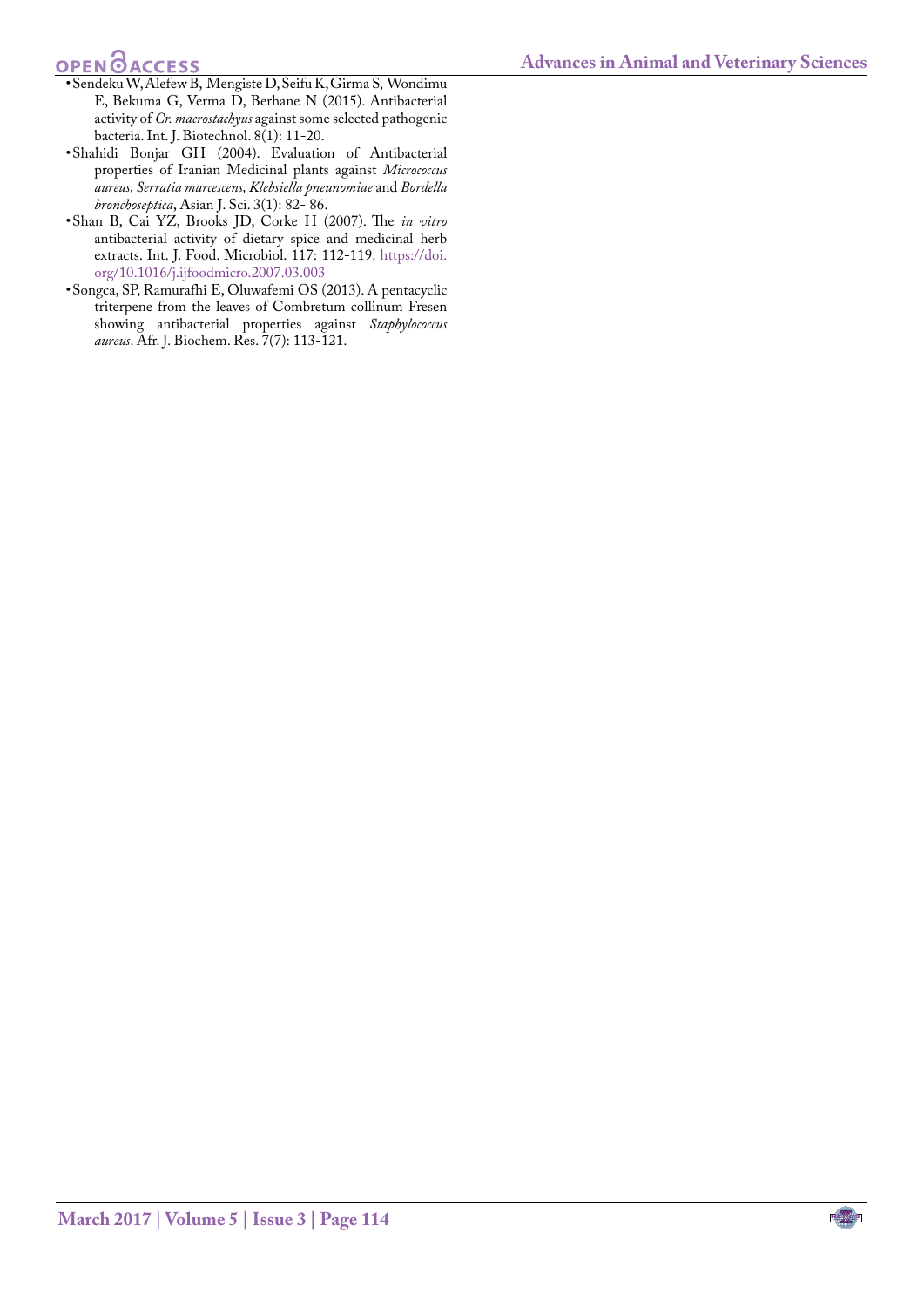- Sendeku W, Alefew B, Mengiste D, Seifu K, Girma S, Wondimu E, Bekuma G, Verma D, Berhane N (2015). Antibacterial activity of *Cr. macrostachyus* against some selected pathogenic bacteria. Int. J. Biotechnol. 8(1): 11-20.
- Shahidi Bonjar GH (2004). Evaluation of Antibacterial properties of Iranian Medicinal plants against *Micrococcus aureus, Serratia marcescens, Klebsiella pneunomiae* and *Bordella bronchoseptica*, Asian J. Sci. 3(1): 82- 86.
- Shan B, Cai YZ, Brooks JD, Corke H (2007). The *in vitro* antibacterial activity of dietary spice and medicinal herb extracts. Int. J. Food. Microbiol. 117: 112-119. https://doi.org/10.1016/j.ijfoodmicro.2007.03.003
- Songca, SP, Ramurafhi E, Oluwafemi OS (2013). A pentacyclic triterpene from the leaves of Combretum collinum Fresen showing antibacterial properties against *Staphylococcus aureus*. Afr. J. Biochem. Res. 7(7): 113-121.